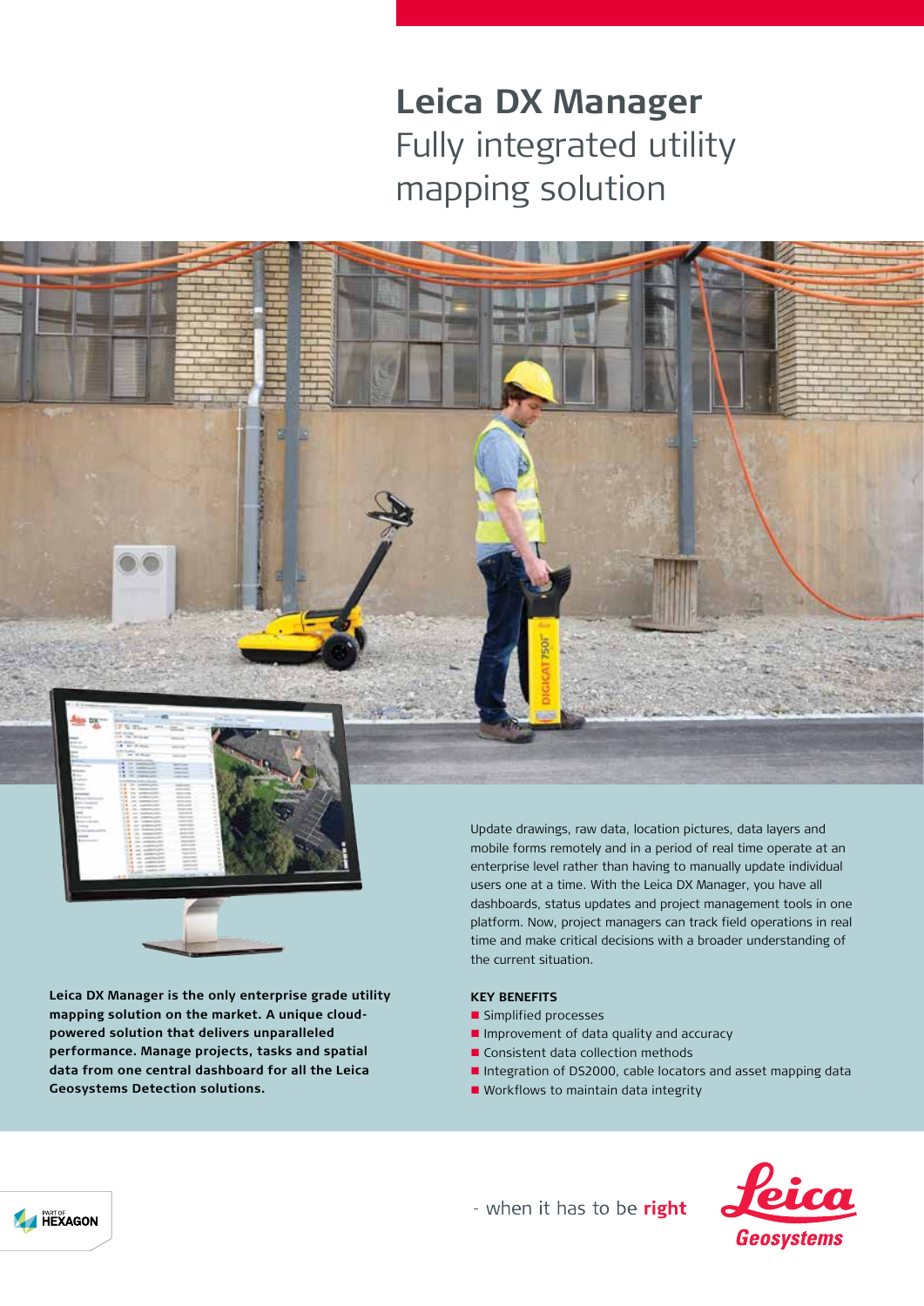# Leica DX Manager

## Fully integrated utility mapping solution

**Leica DX Manager is the only enterprise grade utility mapping solution on the market. A unique cloud-powered solution that delivers unparalleled performance. Manage projects, tasks and spatial data from one central dashboard for all the Leica Geosystems Detection solutions.**

Update drawings, raw data, location pictures, data layers and mobile forms remotely and in a period of real time operate at an enterprise level rather than having to manually update individual users one at a time. With the Leica DX Manager, you have all dashboards, status updates and project management tools in one platform. Now, project managers can track field operations in real time and make critical decisions with a broader understanding of the current situation.

**KEY BENEFITS**

- Simplified processes
- Improvement of data quality and accuracy
- Consistent data collection methods
- Integration of DS2000, cable locators and asset mapping data
- Workflows to maintain data integrity

- when it has to be **right**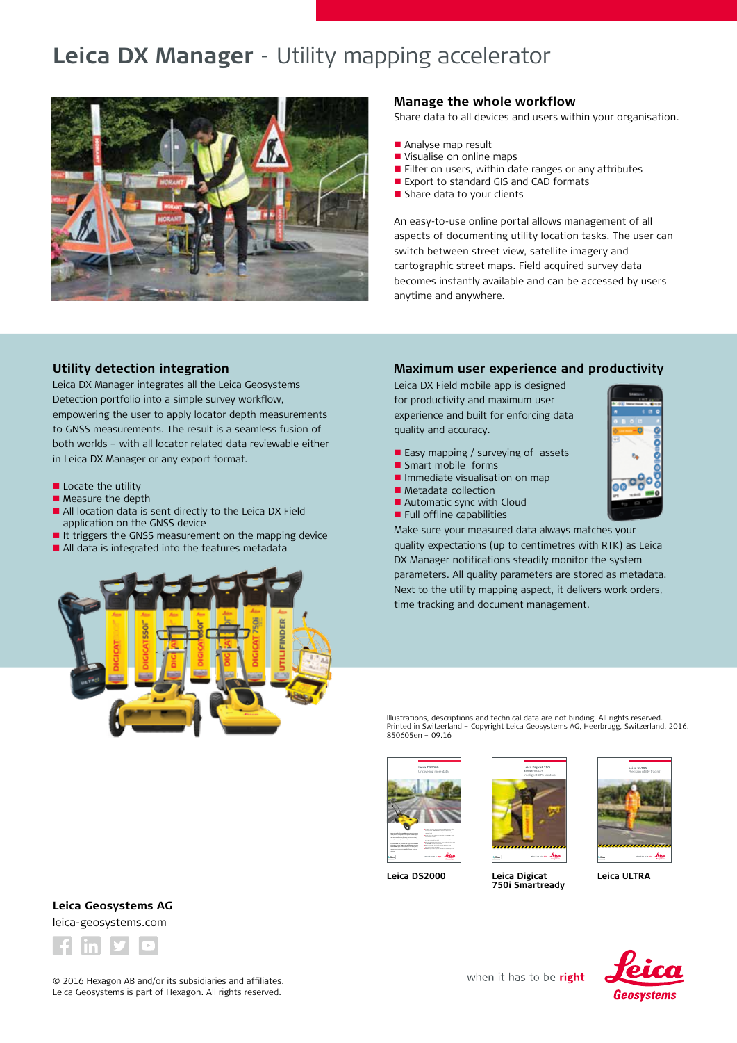# Leica DX Manager - Utility mapping accelerator

## Manage the whole workflow

Share data to all devices and users within your organisation.

- Analyse map result
- Visualise on online maps
- Filter on users, within date ranges or any attributes
- Export to standard GIS and CAD formats
- Share data to your clients

An easy-to-use online portal allows management of all aspects of documenting utility location tasks. The user can switch between street view, satellite imagery and cartographic street maps. Field acquired survey data becomes instantly available and can be accessed by users anytime and anywhere.

## Utility detection integration

Leica DX Manager integrates all the Leica Geosystems Detection portfolio into a simple survey workflow, empowering the user to apply locator depth measurements to GNSS measurements. The result is a seamless fusion of both worlds – with all locator related data reviewable either in Leica DX Manager or any export format.

- Locate the utility
- Measure the depth
- All location data is sent directly to the Leica DX Field application on the GNSS device
- It triggers the GNSS measurement on the mapping device
- All data is integrated into the features metadata

## Maximum user experience and productivity

Leica DX Field mobile app is designed for productivity and maximum user experience and built for enforcing data quality and accuracy.

- Easy mapping / surveying of assets
- Smart mobile forms
- Immediate visualisation on map
- Metadata collection
- Automatic sync with Cloud
- Full offline capabilities

Make sure your measured data always matches your quality expectations (up to centimetres with RTK) as Leica DX Manager notifications steadily monitor the system parameters. All quality parameters are stored as metadata. Next to the utility mapping aspect, it delivers work orders, time tracking and document management.

Illustrations, descriptions and technical data are not binding. All rights reserved.
Printed in Switzerland – Copyright Leica Geosystems AG, Heerbrugg, Switzerland, 2016.
850605en – 09.16

**Leica DS2000**

**Leica Digicat 750i Smartready**

**Leica ULTRA**

**Leica Geosystems AG**
leica-geosystems.com

© 2016 Hexagon AB and/or its subsidiaries and affiliates.
Leica Geosystems is part of Hexagon. All rights reserved.

- when it has to be **right**

Leica Geosystems